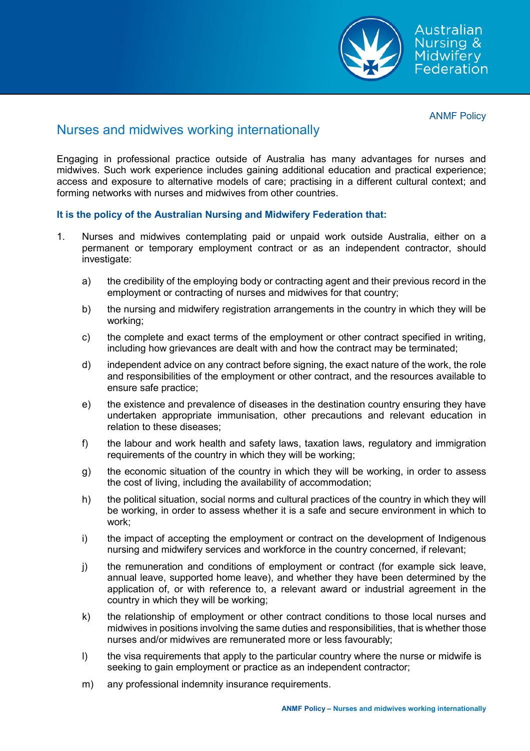ANMF Policy

# Nurses and midwives working internationally

Engaging in professional practice outside of Australia has many advantages for nurses and midwives. Such work experience includes gaining additional education and practical experience; access and exposure to alternative models of care; practising in a different cultural context; and forming networks with nurses and midwives from other countries.

**It is the policy of the Australian Nursing and Midwifery Federation that:**

1. Nurses and midwives contemplating paid or unpaid work outside Australia, either on a permanent or temporary employment contract or as an independent contractor, should investigate:

   a) the credibility of the employing body or contracting agent and their previous record in the employment or contracting of nurses and midwives for that country;

   b) the nursing and midwifery registration arrangements in the country in which they will be working;

   c) the complete and exact terms of the employment or other contract specified in writing, including how grievances are dealt with and how the contract may be terminated;

   d) independent advice on any contract before signing, the exact nature of the work, the role and responsibilities of the employment or other contract, and the resources available to ensure safe practice;

   e) the existence and prevalence of diseases in the destination country ensuring they have undertaken appropriate immunisation, other precautions and relevant education in relation to these diseases;

   f) the labour and work health and safety laws, taxation laws, regulatory and immigration requirements of the country in which they will be working;

   g) the economic situation of the country in which they will be working, in order to assess the cost of living, including the availability of accommodation;

   h) the political situation, social norms and cultural practices of the country in which they will be working, in order to assess whether it is a safe and secure environment in which to work;

   i) the impact of accepting the employment or contract on the development of Indigenous nursing and midwifery services and workforce in the country concerned, if relevant;

   j) the remuneration and conditions of employment or contract (for example sick leave, annual leave, supported home leave), and whether they have been determined by the application of, or with reference to, a relevant award or industrial agreement in the country in which they will be working;

   k) the relationship of employment or other contract conditions to those local nurses and midwives in positions involving the same duties and responsibilities, that is whether those nurses and/or midwives are remunerated more or less favourably;

   l) the visa requirements that apply to the particular country where the nurse or midwife is seeking to gain employment or practice as an independent contractor;

   m) any professional indemnity insurance requirements.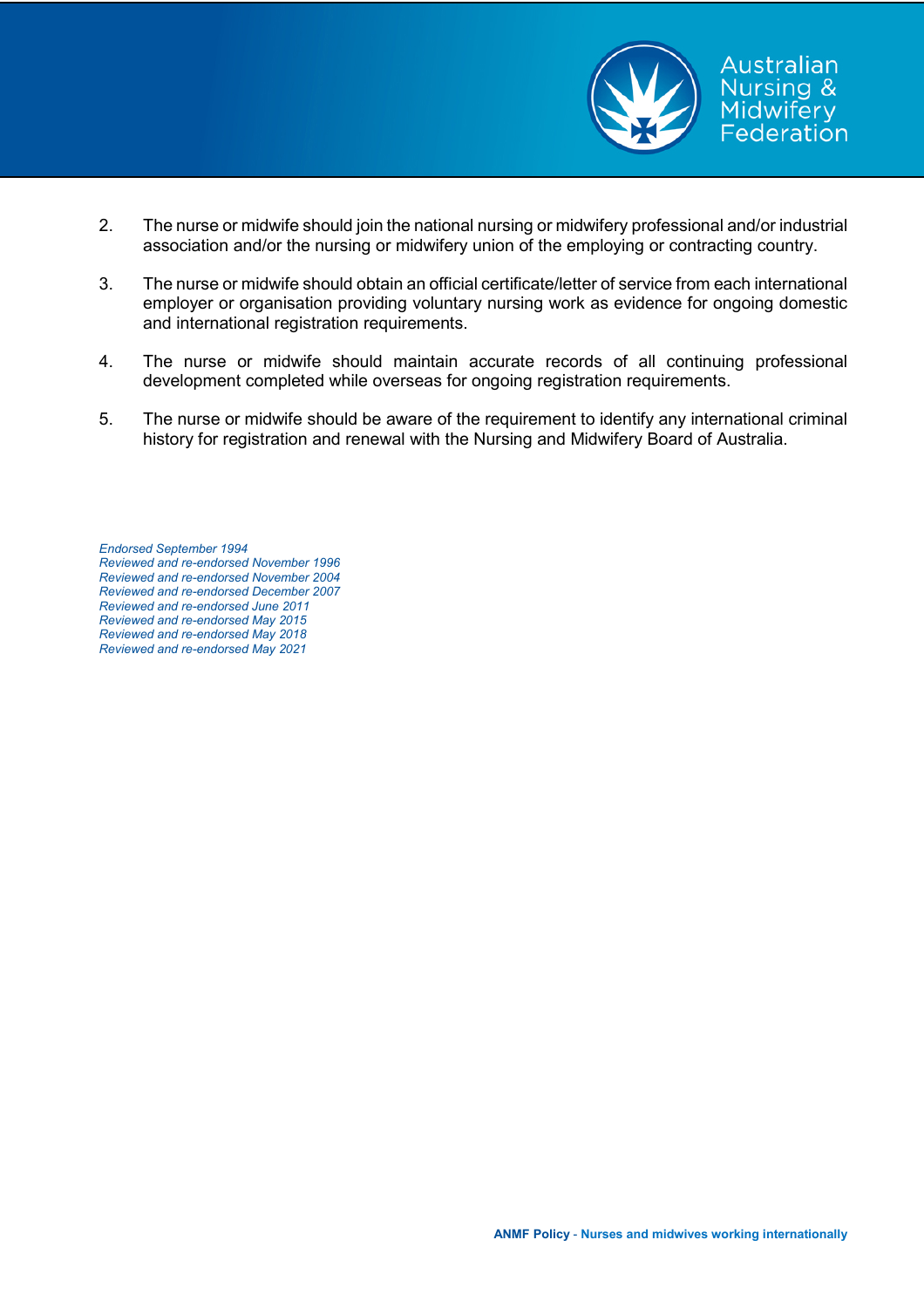2. The nurse or midwife should join the national nursing or midwifery professional and/or industrial association and/or the nursing or midwifery union of the employing or contracting country.

3. The nurse or midwife should obtain an official certificate/letter of service from each international employer or organisation providing voluntary nursing work as evidence for ongoing domestic and international registration requirements.

4. The nurse or midwife should maintain accurate records of all continuing professional development completed while overseas for ongoing registration requirements.

5. The nurse or midwife should be aware of the requirement to identify any international criminal history for registration and renewal with the Nursing and Midwifery Board of Australia.

*Endorsed September 1994*
*Reviewed and re-endorsed November 1996*
*Reviewed and re-endorsed November 2004*
*Reviewed and re-endorsed December 2007*
*Reviewed and re-endorsed June 2011*
*Reviewed and re-endorsed May 2015*
*Reviewed and re-endorsed May 2018*
*Reviewed and re-endorsed May 2021*